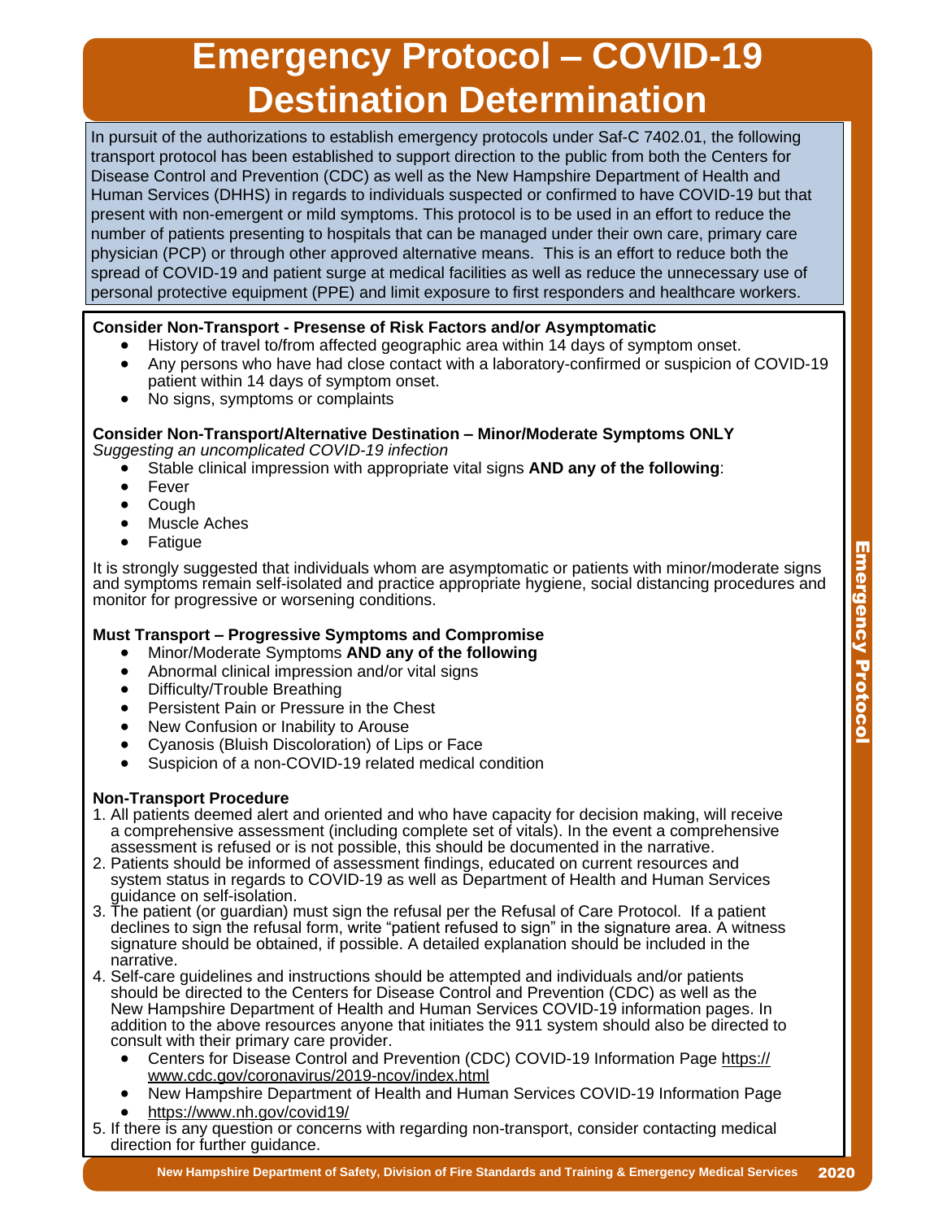# Emergency Protocol – COVID-19 Destination Determination

In pursuit of the authorizations to establish emergency protocols under Saf-C 7402.01, the following transport protocol has been established to support direction to the public from both the Centers for Disease Control and Prevention (CDC) as well as the New Hampshire Department of Health and Human Services (DHHS) in regards to individuals suspected or confirmed to have COVID-19 but that present with non-emergent or mild symptoms. This protocol is to be used in an effort to reduce the number of patients presenting to hospitals that can be managed under their own care, primary care physician (PCP) or through other approved alternative means. This is an effort to reduce both the spread of COVID-19 and patient surge at medical facilities as well as reduce the unnecessary use of personal protective equipment (PPE) and limit exposure to first responders and healthcare workers.

**Consider Non-Transport - Presense of Risk Factors and/or Asymptomatic**

- History of travel to/from affected geographic area within 14 days of symptom onset.
- Any persons who have had close contact with a laboratory-confirmed or suspicion of COVID-19 patient within 14 days of symptom onset.
- No signs, symptoms or complaints

**Consider Non-Transport/Alternative Destination – Minor/Moderate Symptoms ONLY**
*Suggesting an uncomplicated COVID-19 infection*

- Stable clinical impression with appropriate vital signs **AND any of the following**:
- Fever
- Cough
- Muscle Aches
- Fatigue

It is strongly suggested that individuals whom are asymptomatic or patients with minor/moderate signs and symptoms remain self-isolated and practice appropriate hygiene, social distancing procedures and monitor for progressive or worsening conditions.

**Must Transport – Progressive Symptoms and Compromise**

- Minor/Moderate Symptoms **AND any of the following**
- Abnormal clinical impression and/or vital signs
- Difficulty/Trouble Breathing
- Persistent Pain or Pressure in the Chest
- New Confusion or Inability to Arouse
- Cyanosis (Bluish Discoloration) of Lips or Face
- Suspicion of a non-COVID-19 related medical condition

**Non-Transport Procedure**

1. All patients deemed alert and oriented and who have capacity for decision making, will receive a comprehensive assessment (including complete set of vitals). In the event a comprehensive assessment is refused or is not possible, this should be documented in the narrative.
2. Patients should be informed of assessment findings, educated on current resources and system status in regards to COVID-19 as well as Department of Health and Human Services guidance on self-isolation.
3. The patient (or guardian) must sign the refusal per the Refusal of Care Protocol. If a patient declines to sign the refusal form, write "patient refused to sign" in the signature area. A witness signature should be obtained, if possible. A detailed explanation should be included in the narrative.
4. Self-care guidelines and instructions should be attempted and individuals and/or patients should be directed to the Centers for Disease Control and Prevention (CDC) as well as the New Hampshire Department of Health and Human Services COVID-19 information pages. In addition to the above resources anyone that initiates the 911 system should also be directed to consult with their primary care provider.
   - Centers for Disease Control and Prevention (CDC) COVID-19 Information Page https://www.cdc.gov/coronavirus/2019-ncov/index.html
   - New Hampshire Department of Health and Human Services COVID-19 Information Page
   - https://www.nh.gov/covid19/
5. If there is any question or concerns with regarding non-transport, consider contacting medical direction for further guidance.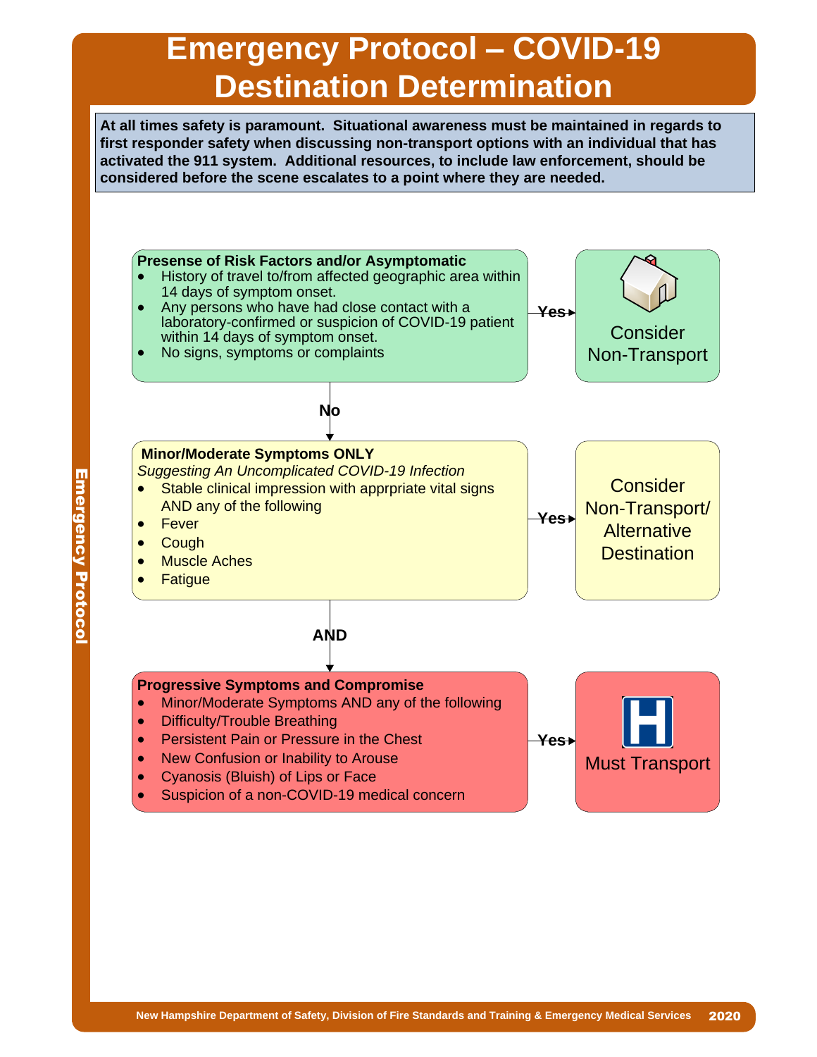# Emergency Protocol – COVID-19 Destination Determination

**At all times safety is paramount. Situational awareness must be maintained in regards to first responder safety when discussing non-transport options with an individual that has activated the 911 system. Additional resources, to include law enforcement, should be considered before the scene escalates to a point where they are needed.**

**Presense of Risk Factors and/or Asymptomatic**

- History of travel to/from affected geographic area within 14 days of symptom onset.
- Any persons who have had close contact with a laboratory-confirmed or suspicion of COVID-19 patient within 14 days of symptom onset.
- No signs, symptoms or complaints

Yes → Consider Non-Transport

No ↓

**Minor/Moderate Symptoms ONLY**

*Suggesting An Uncomplicated COVID-19 Infection*

- Stable clinical impression with apprpriate vital signs AND any of the following
- Fever
- Cough
- Muscle Aches
- Fatigue

Yes → Consider Non-Transport/ Alternative Destination

AND ↓

**Progressive Symptoms and Compromise**

- Minor/Moderate Symptoms AND any of the following
- Difficulty/Trouble Breathing
- Persistent Pain or Pressure in the Chest
- New Confusion or Inability to Arouse
- Cyanosis (Bluish) of Lips or Face
- Suspicion of a non-COVID-19 medical concern

Yes → Must Transport